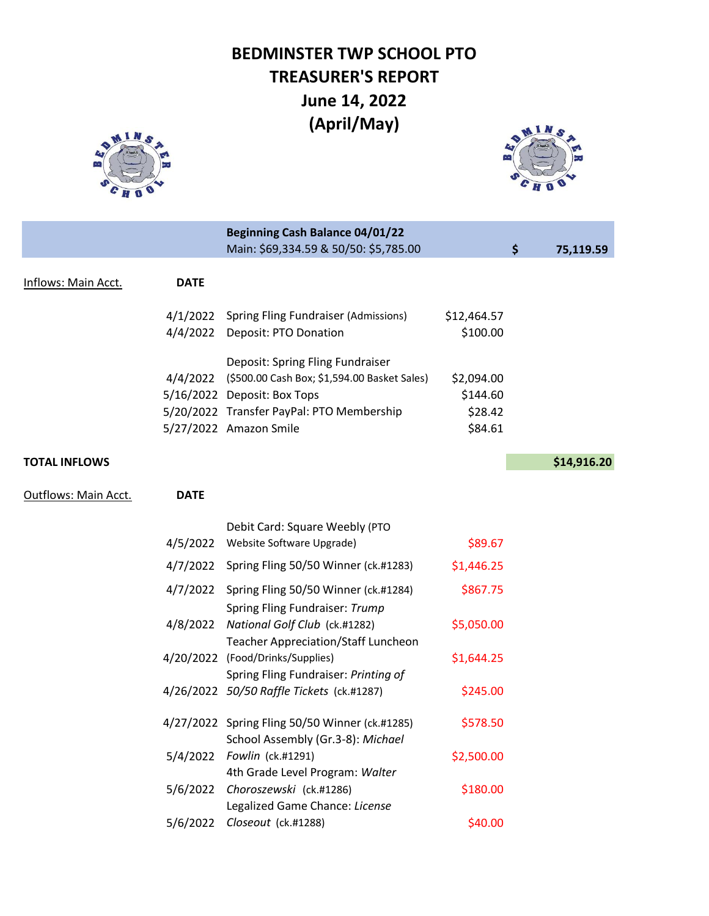# BEDMINSTER TWP SCHOOL PTO
# TREASURER'S REPORT
# June 14, 2022
# (April/May)

| | | | | | |
|---|---|---|---|---|---|
| | | **Beginning Cash Balance 04/01/22** Main: $69,334.59 & 50/50: $5,785.00 | | **$** | **75,119.59** |
| Inflows: Main Acct. | **DATE** | | | | |
| | 4/1/2022 | Spring Fling Fundraiser (Admissions) | $12,464.57 | | |
| | 4/4/2022 | Deposit: PTO Donation | $100.00 | | |
| | 4/4/2022 | Deposit: Spring Fling Fundraiser ($500.00 Cash Box; $1,594.00 Basket Sales) | $2,094.00 | | |
| | 5/16/2022 | Deposit: Box Tops | $144.60 | | |
| | 5/20/2022 | Transfer PayPal: PTO Membership | $28.42 | | |
| | 5/27/2022 | Amazon Smile | $84.61 | | |
| **TOTAL INFLOWS** | | | | | **$14,916.20** |
| Outflows: Main Acct. | **DATE** | | | | |
| | 4/5/2022 | Debit Card: Square Weebly (PTO Website Software Upgrade) | $89.67 | | |
| | 4/7/2022 | Spring Fling 50/50 Winner (ck.#1283) | $1,446.25 | | |
| | 4/7/2022 | Spring Fling 50/50 Winner (ck.#1284) | $867.75 | | |
| | 4/8/2022 | Spring Fling Fundraiser: *Trump National Golf Club* (ck.#1282) | $5,050.00 | | |
| | 4/20/2022 | Teacher Appreciation/Staff Luncheon (Food/Drinks/Supplies) | $1,644.25 | | |
| | 4/26/2022 | Spring Fling Fundraiser: *Printing of 50/50 Raffle Tickets* (ck.#1287) | $245.00 | | |
| | 4/27/2022 | Spring Fling 50/50 Winner (ck.#1285) | $578.50 | | |
| | 5/4/2022 | School Assembly (Gr.3-8): *Michael Fowlin* (ck.#1291) | $2,500.00 | | |
| | 5/6/2022 | 4th Grade Level Program: *Walter Choroszewski* (ck.#1286) | $180.00 | | |
| | 5/6/2022 | Legalized Game Chance: *License Closeout* (ck.#1288) | $40.00 | | |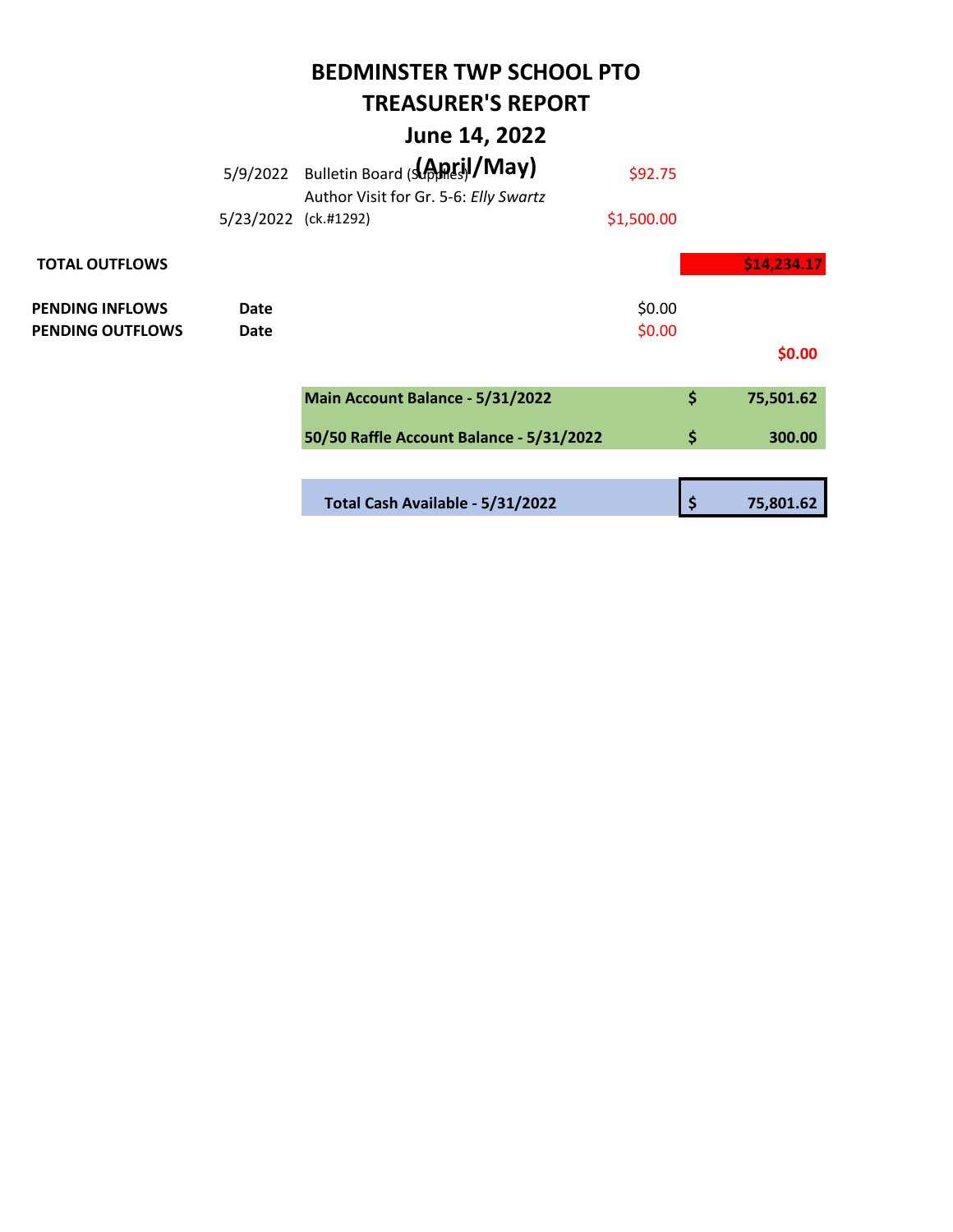# BEDMINSTER TWP SCHOOL PTO
## TREASURER'S REPORT
## June 14, 2022
## (April/May)

| | | | | |
|---|---|---|---|---|
| | 5/9/2022 | Bulletin Board (Supplies) | $92.75 | |
| | 5/23/2022 | Author Visit for Gr. 5-6: *Elly Swartz* (ck.#1292) | $1,500.00 | |
| **TOTAL OUTFLOWS** | | | | **$14,234.17** |
| **PENDING INFLOWS** | **Date** | | $0.00 | |
| **PENDING OUTFLOWS** | **Date** | | $0.00 | |
| | | | | **$0.00** |
| | | **Main Account Balance - 5/31/2022** | **$** | **75,501.62** |
| | | **50/50 Raffle Account Balance - 5/31/2022** | **$** | **300.00** |
| | | **Total Cash Available - 5/31/2022** | **$** | **75,801.62** |